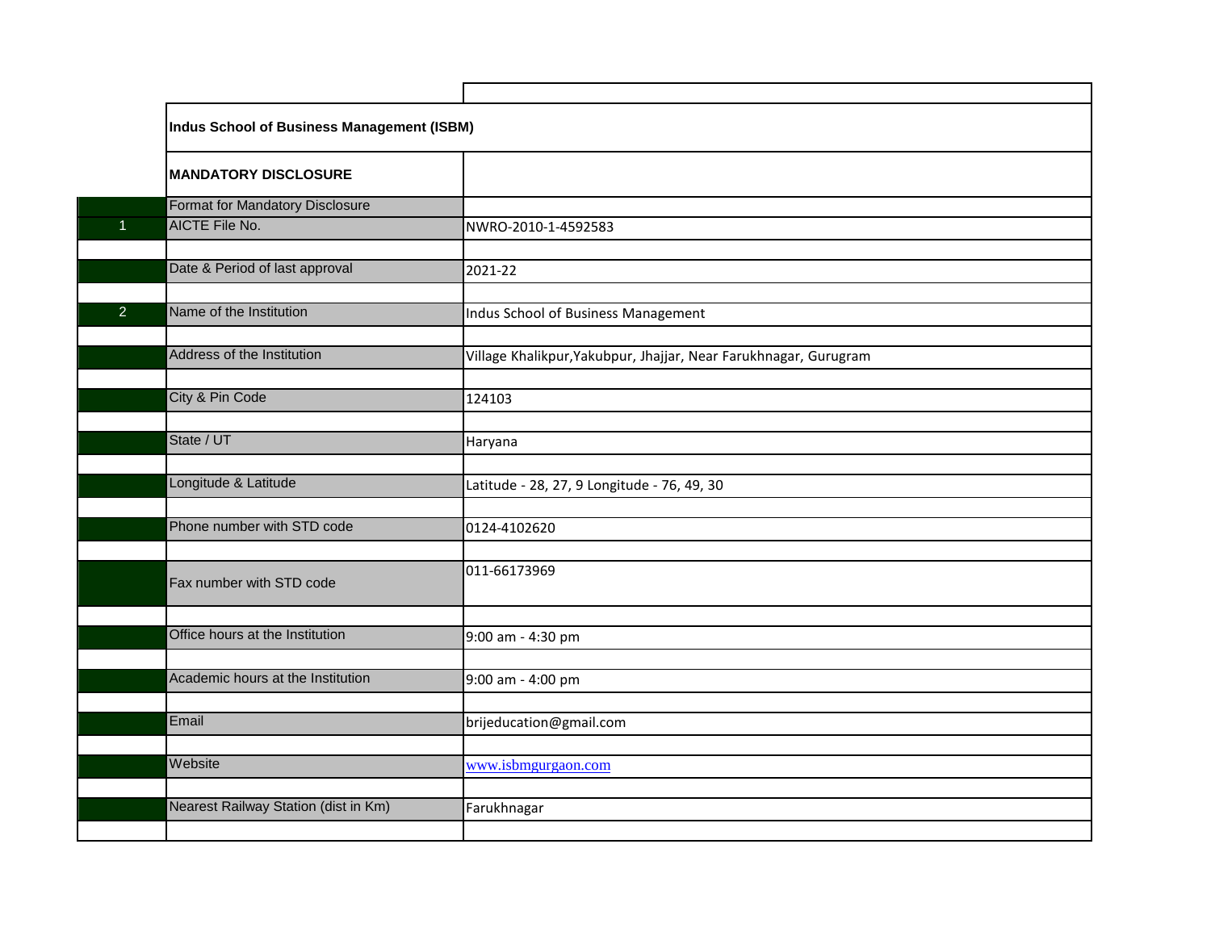**Indus School of Business Management (ISBM)**

**MANDATORY DISCLOSURE**

| | Format for Mandatory Disclosure | |
|---|---|---|
| 1 | AICTE File No. | NWRO-2010-1-4592583 |
| | Date & Period of last approval | 2021-22 |
| 2 | Name of the Institution | Indus School of Business Management |
| | Address of the Institution | Village Khalikpur,Yakubpur, Jhajjar, Near Farukhnagar, Gurugram |
| | City & Pin Code | 124103 |
| | State / UT | Haryana |
| | Longitude & Latitude | Latitude - 28, 27, 9 Longitude - 76, 49, 30 |
| | Phone number with STD code | 0124-4102620 |
| | Fax number with STD code | 011-66173969 |
| | Office hours at the Institution | 9:00 am - 4:30 pm |
| | Academic hours at the Institution | 9:00 am - 4:00 pm |
| | Email | brijeducation@gmail.com |
| | Website | www.isbmgurgaon.com |
| | Nearest Railway Station (dist in Km) | Farukhnagar |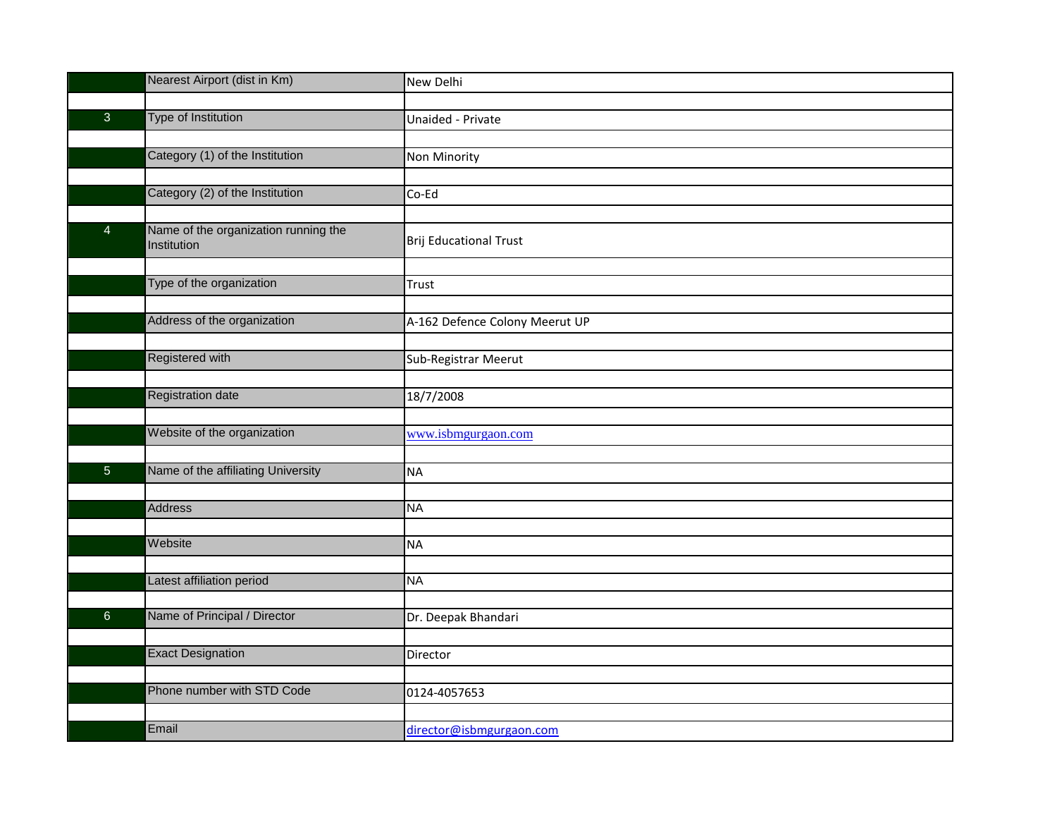| | | |
|---|---|---|
| | Nearest Airport (dist in Km) | New Delhi |
| | | |
| 3 | Type of Institution | Unaided - Private |
| | | |
| | Category (1) of the Institution | Non Minority |
| | | |
| | Category (2) of the Institution | Co-Ed |
| | | |
| 4 | Name of the organization running the Institution | Brij Educational Trust |
| | | |
| | Type of the organization | Trust |
| | | |
| | Address of the organization | A-162 Defence Colony Meerut UP |
| | | |
| | Registered with | Sub-Registrar Meerut |
| | | |
| | Registration date | 18/7/2008 |
| | | |
| | Website of the organization | www.isbmgurgaon.com |
| | | |
| 5 | Name of the affiliating University | NA |
| | | |
| | Address | NA |
| | | |
| | Website | NA |
| | | |
| | Latest affiliation period | NA |
| | | |
| 6 | Name of Principal / Director | Dr. Deepak Bhandari |
| | | |
| | Exact Designation | Director |
| | | |
| | Phone number with STD Code | 0124-4057653 |
| | | |
| | Email | director@isbmgurgaon.com |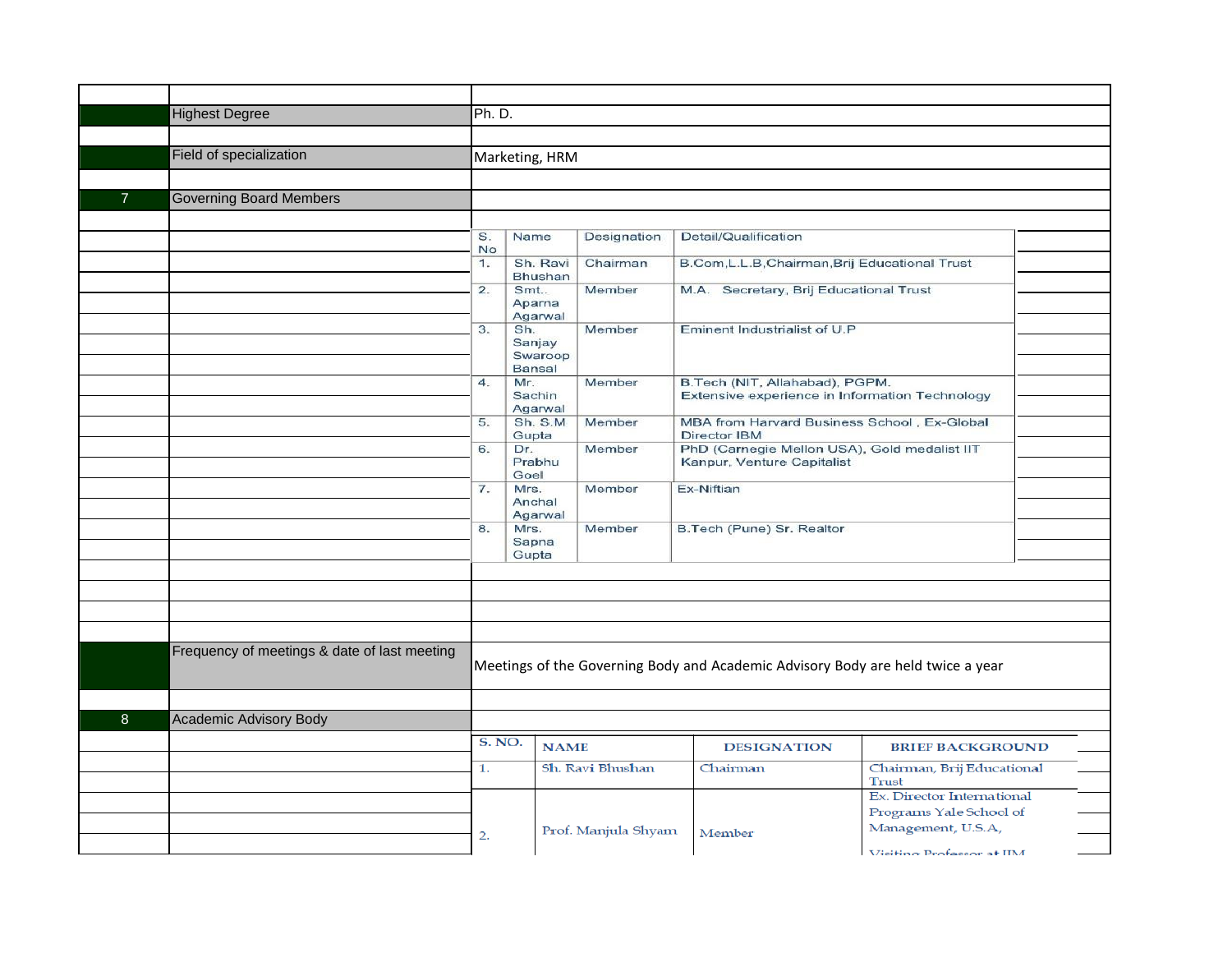| | | |
|---|---|---|
| | Highest Degree | Ph. D. |
| | Field of specialization | Marketing, HRM |
| 7 | Governing Board Members | |

| S. No | Name | Designation | Detail/Qualification |
|---|---|---|---|
| 1. | Sh. Ravi Bhushan | Chairman | B.Com,L.L.B,Chairman,Brij Educational Trust |
| 2. | Smt.. Aparna Agarwal | Member | M.A. Secretary, Brij Educational Trust |
| 3. | Sh. Sanjay Swaroop Bansal | Member | Eminent Industrialist of U.P |
| 4. | Mr. Sachin Agarwal | Member | B.Tech (NIT, Allahabad), PGPM. Extensive experience in Information Technology |
| 5. | Sh. S.M Gupta | Member | MBA from Harvard Business School , Ex-Global Director IBM |
| 6. | Dr. Prabhu Goel | Member | PhD (Carnegie Mellon USA), Gold medalist IIT Kanpur, Venture Capitalist |
| 7. | Mrs. Anchal Agarwal | Member | Ex-Niftian |
| 8. | Mrs. Sapna Gupta | Member | B.Tech (Pune) Sr. Realtor |

| | | |
|---|---|---|
| | Frequency of meetings & date of last meeting | Meetings of the Governing Body and Academic Advisory Body are held twice a year |
| 8 | Academic Advisory Body | |

| S. NO. | NAME | DESIGNATION | BRIEF BACKGROUND |
|---|---|---|---|
| 1. | Sh. Ravi Bhushan | Chairman | Chairman, Brij Educational Trust |
| 2. | Prof. Manjula Shyam | Member | Ex. Director International Programs Yale School of Management, U.S.A, Visiting Professor at IIM |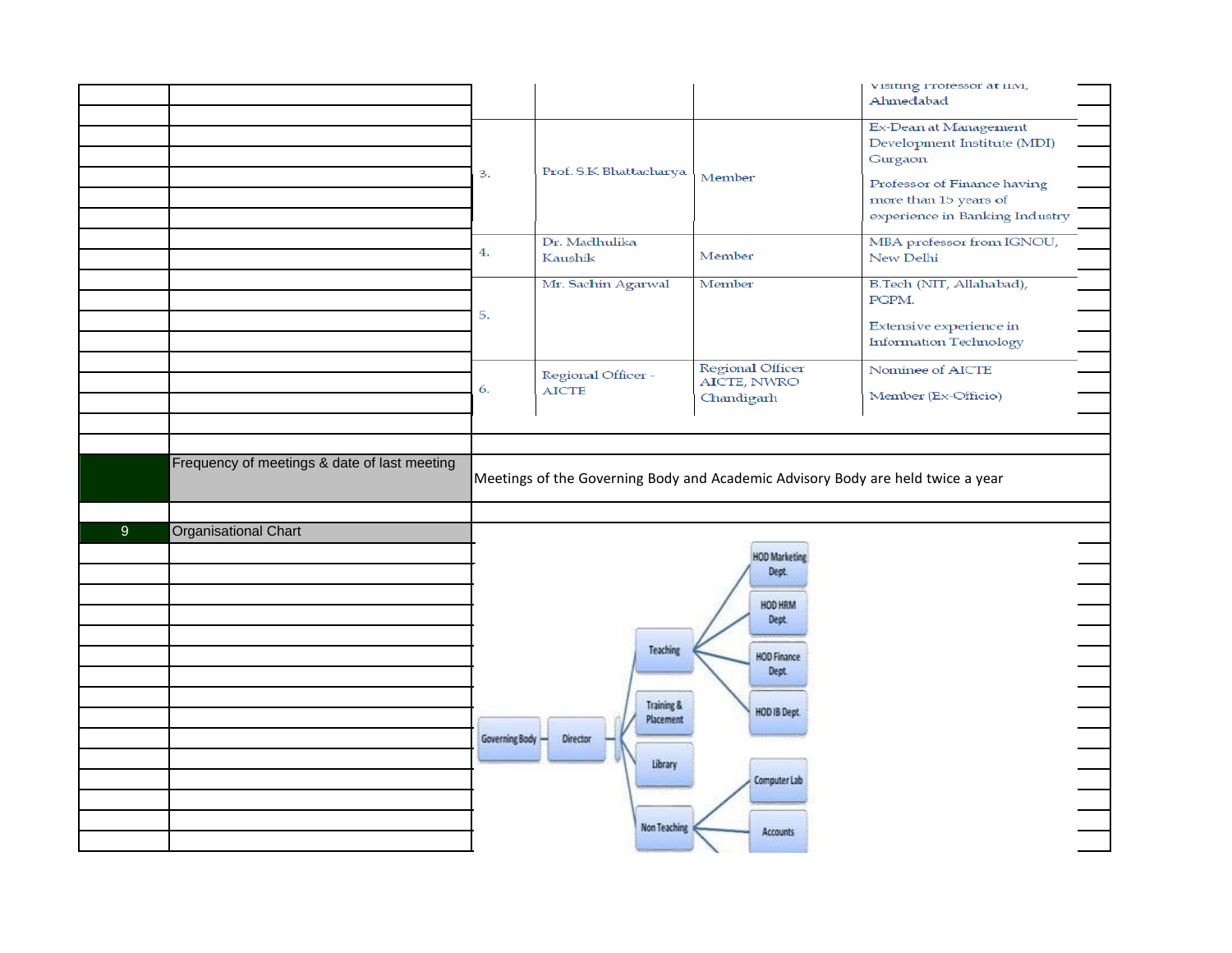| | | | |
|---|---|---|---|
| | | | Visiting Professor at IIM, Ahmedabad |
| 3. | Prof. S.K Bhattacharya | Member | Ex-Dean at Management Development Institute (MDI) Gurgaon<br><br>Professor of Finance having more than 15 years of experience in Banking Industry |
| 4. | Dr. Madhulika Kaushik | Member | MBA professor from IGNOU, New Delhi |
| 5. | Mr. Sachin Agarwal | Member | B.Tech (NIT, Allahabad), PGPM.<br><br>Extensive experience in Information Technology |
| 6. | Regional Officer - AICTE | Regional Officer AICTE, NWRO Chandigarh | Nominee of AICTE<br><br>Member (Ex-Officio) |

| | | |
|---|---|---|
| | Frequency of meetings & date of last meeting | Meetings of the Governing Body and Academic Advisory Body are held twice a year |
| 9 | Organisational Chart | |

Governing Body → Director → Teaching (HOD Marketing Dept., HOD HRM Dept., HOD Finance Dept., HOD IB Dept.); Training & Placement; Library; Non Teaching (Computer Lab, Accounts)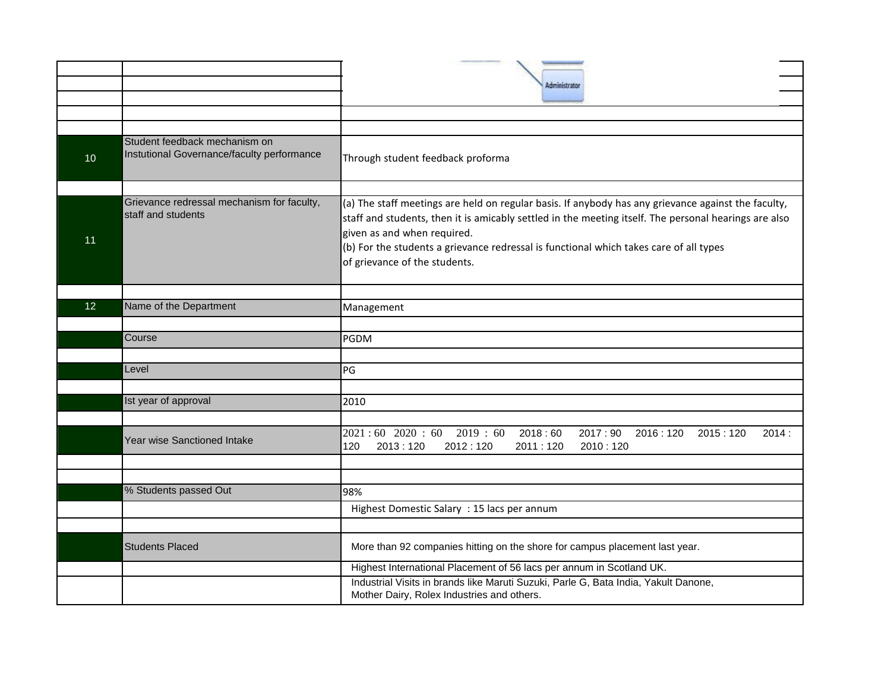| | | |
|---|---|---|
| 10 | Student feedback mechanism on Instutional Governance/faculty performance | Through student feedback proforma |
| | | |
| 11 | Grievance redressal mechanism for faculty, staff and students | (a) The staff meetings are held on regular basis. If anybody has any grievance against the faculty, staff and students, then it is amicably settled in the meeting itself. The personal hearings are also given as and when required.<br>(b) For the students a grievance redressal is functional which takes care of all types of grievance of the students. |
| | | |
| 12 | Name of the Department | Management |
| | | |
| | Course | PGDM |
| | | |
| | Level | PG |
| | | |
| | Ist year of approval | 2010 |
| | | |
| | Year wise Sanctioned Intake | 2021 : 60 2020 : 60 2019 : 60 2018 : 60 2017 : 90 2016 : 120 2015 : 120 2014 : 120 2013 : 120 2012 : 120 2011 : 120 2010 : 120 |
| | | |
| | | |
| | % Students passed Out | 98% |
| | | Highest Domestic Salary : 15 lacs per annum |
| | | |
| | Students Placed | More than 92 companies hitting on the shore for campus placement last year. |
| | | Highest International Placement of 56 lacs per annum in Scotland UK. |
| | | Industrial Visits in brands like Maruti Suzuki, Parle G, Bata India, Yakult Danone, Mother Dairy, Rolex Industries and others. |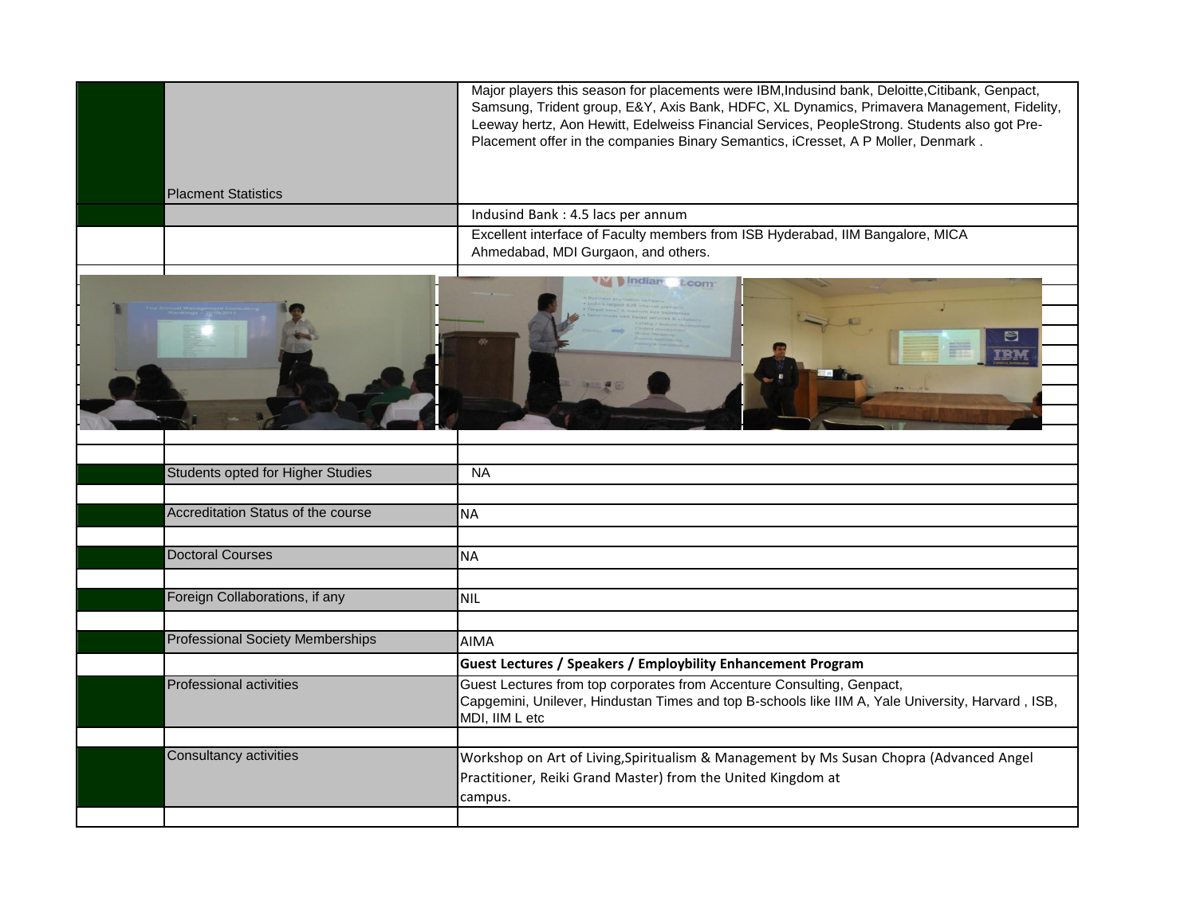| | | |
|---|---|---|
| | Placment Statistics | Major players this season for placements were IBM,Indusind bank, Deloitte,Citibank, Genpact, Samsung, Trident group, E&Y, Axis Bank, HDFC, XL Dynamics, Primavera Management, Fidelity, Leeway hertz, Aon Hewitt, Edelweiss Financial Services, PeopleStrong. Students also got Pre-Placement offer in the companies Binary Semantics, iCresset, A P Moller, Denmark . |
| | | Indusind Bank : 4.5 lacs per annum |
| | | Excellent interface of Faculty members from ISB Hyderabad, IIM Bangalore, MICA Ahmedabad, MDI Gurgaon, and others. |
| | Students opted for Higher Studies | NA |
| | Accreditation Status of the course | NA |
| | Doctoral Courses | NA |
| | Foreign Collaborations, if any | NIL |
| | Professional Society Memberships | AIMA |
| | | **Guest Lectures / Speakers / Employbility Enhancement Program** |
| | Professional activities | Guest Lectures from top corporates from Accenture Consulting, Genpact, Capgemini, Unilever, Hindustan Times and top B-schools like IIM A, Yale University, Harvard , ISB, MDI, IIM L etc |
| | Consultancy activities | Workshop on Art of Living,Spiritualism & Management by Ms Susan Chopra (Advanced Angel Practitioner, Reiki Grand Master) from the United Kingdom at campus. |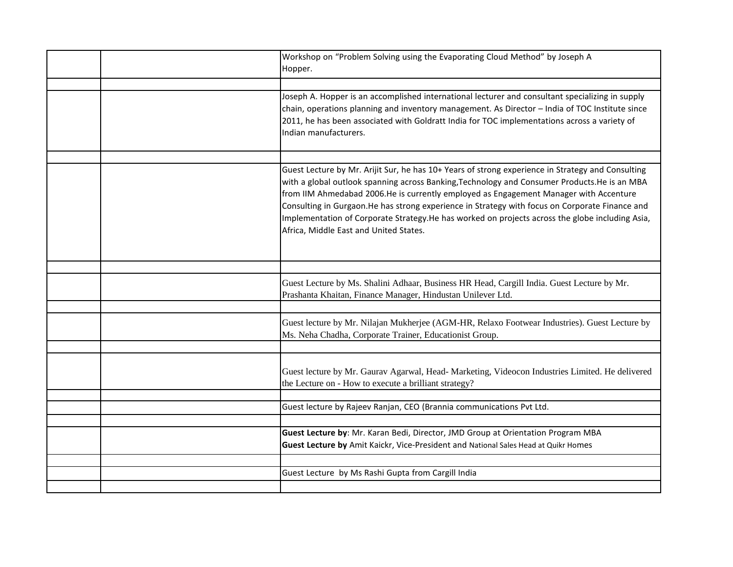| | | |
|---|---|---|
| | | Workshop on “Problem Solving using the Evaporating Cloud Method” by Joseph A Hopper. |
| | | |
| | | Joseph A. Hopper is an accomplished international lecturer and consultant specializing in supply chain, operations planning and inventory management. As Director – India of TOC Institute since 2011, he has been associated with Goldratt India for TOC implementations across a variety of Indian manufacturers. |
| | | |
| | | Guest Lecture by Mr. Arijit Sur, he has 10+ Years of strong experience in Strategy and Consulting with a global outlook spanning across Banking,Technology and Consumer Products.He is an MBA from IIM Ahmedabad 2006.He is currently employed as Engagement Manager with Accenture Consulting in Gurgaon.He has strong experience in Strategy with focus on Corporate Finance and Implementation of Corporate Strategy.He has worked on projects across the globe including Asia, Africa, Middle East and United States. |
| | | |
| | | Guest Lecture by Ms. Shalini Adhaar, Business HR Head, Cargill India. Guest Lecture by Mr. Prashanta Khaitan, Finance Manager, Hindustan Unilever Ltd. |
| | | |
| | | Guest lecture by Mr. Nilajan Mukherjee (AGM-HR, Relaxo Footwear Industries). Guest Lecture by Ms. Neha Chadha, Corporate Trainer, Educationist Group. |
| | | |
| | | Guest lecture by Mr. Gaurav Agarwal, Head- Marketing, Videocon Industries Limited. He delivered the Lecture on - How to execute a brilliant strategy? |
| | | |
| | | Guest lecture by Rajeev Ranjan, CEO (Brannia communications Pvt Ltd. |
| | | |
| | | **Guest Lecture by**: Mr. Karan Bedi, Director, JMD Group at Orientation Program MBA<br>**Guest Lecture by** Amit Kaickr, Vice-President and National Sales Head at Quikr Homes |
| | | |
| | | Guest Lecture by Ms Rashi Gupta from Cargill India |
| | | |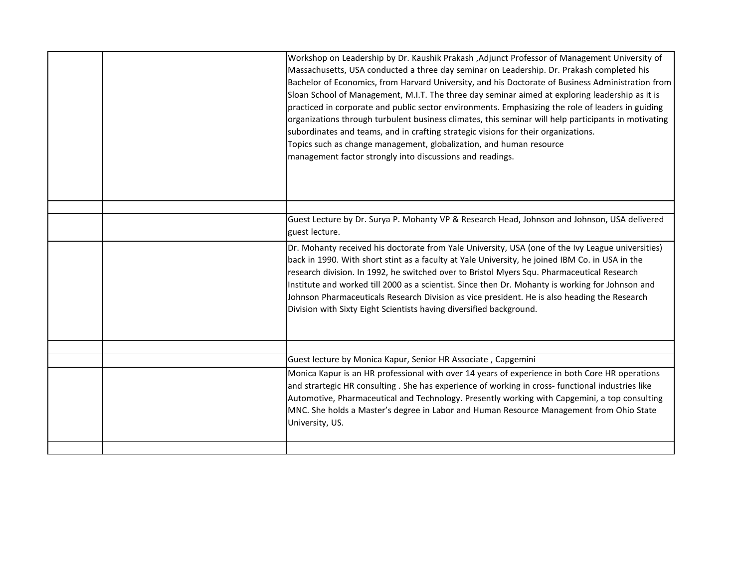| | | |
|---|---|---|
| | | Workshop on Leadership by Dr. Kaushik Prakash ,Adjunct Professor of Management University of Massachusetts, USA conducted a three day seminar on Leadership. Dr. Prakash completed his Bachelor of Economics, from Harvard University, and his Doctorate of Business Administration from Sloan School of Management, M.I.T. The three day seminar aimed at exploring leadership as it is practiced in corporate and public sector environments. Emphasizing the role of leaders in guiding organizations through turbulent business climates, this seminar will help participants in motivating subordinates and teams, and in crafting strategic visions for their organizations. Topics such as change management, globalization, and human resource management factor strongly into discussions and readings. |
| | | |
| | | Guest Lecture by Dr. Surya P. Mohanty VP & Research Head, Johnson and Johnson, USA delivered guest lecture. |
| | | Dr. Mohanty received his doctorate from Yale University, USA (one of the Ivy League universities) back in 1990. With short stint as a faculty at Yale University, he joined IBM Co. in USA in the research division. In 1992, he switched over to Bristol Myers Squ. Pharmaceutical Research Institute and worked till 2000 as a scientist. Since then Dr. Mohanty is working for Johnson and Johnson Pharmaceuticals Research Division as vice president. He is also heading the Research Division with Sixty Eight Scientists having diversified background. |
| | | |
| | | Guest lecture by Monica Kapur, Senior HR Associate , Capgemini |
| | | Monica Kapur is an HR professional with over 14 years of experience in both Core HR operations and strartegic HR consulting . She has experience of working in cross- functional industries like Automotive, Pharmaceutical and Technology. Presently working with Capgemini, a top consulting MNC. She holds a Master's degree in Labor and Human Resource Management from Ohio State University, US. |
| | | |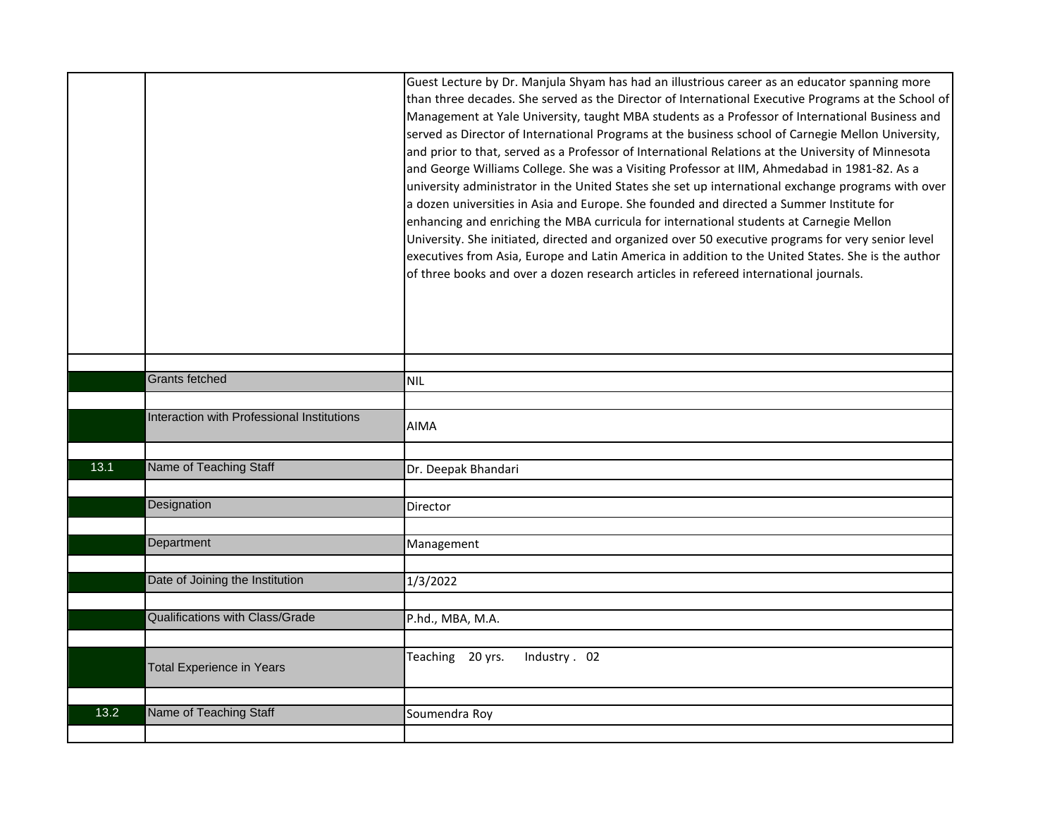| | | |
|---|---|---|
| | | Guest Lecture by Dr. Manjula Shyam has had an illustrious career as an educator spanning more than three decades. She served as the Director of International Executive Programs at the School of Management at Yale University, taught MBA students as a Professor of International Business and served as Director of International Programs at the business school of Carnegie Mellon University, and prior to that, served as a Professor of International Relations at the University of Minnesota and George Williams College. She was a Visiting Professor at IIM, Ahmedabad in 1981-82. As a university administrator in the United States she set up international exchange programs with over a dozen universities in Asia and Europe. She founded and directed a Summer Institute for enhancing and enriching the MBA curricula for international students at Carnegie Mellon University. She initiated, directed and organized over 50 executive programs for very senior level executives from Asia, Europe and Latin America in addition to the United States. She is the author of three books and over a dozen research articles in refereed international journals. |
| | | |
| | Grants fetched | NIL |
| | | |
| | Interaction with Professional Institutions | AIMA |
| | | |
| 13.1 | Name of Teaching Staff | Dr. Deepak Bhandari |
| | | |
| | Designation | Director |
| | | |
| | Department | Management |
| | | |
| | Date of Joining the Institution | 1/3/2022 |
| | | |
| | Qualifications with Class/Grade | P.hd., MBA, M.A. |
| | | |
| | Total Experience in Years | Teaching 20 yrs. Industry . 02 |
| | | |
| 13.2 | Name of Teaching Staff | Soumendra Roy |
| | | |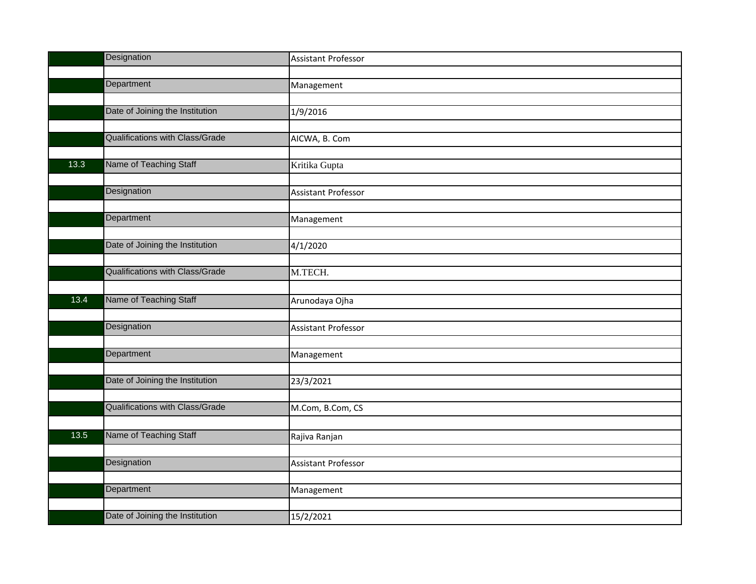|  |  |  |
|---|---|---|
|  | Designation | Assistant Professor |
|  |  |  |
|  | Department | Management |
|  |  |  |
|  | Date of Joining the Institution | 1/9/2016 |
|  |  |  |
|  | Qualifications with Class/Grade | AICWA, B. Com |
|  |  |  |
| 13.3 | Name of Teaching Staff | Kritika Gupta |
|  |  |  |
|  | Designation | Assistant Professor |
|  |  |  |
|  | Department | Management |
|  |  |  |
|  | Date of Joining the Institution | 4/1/2020 |
|  |  |  |
|  | Qualifications with Class/Grade | M.TECH. |
|  |  |  |
| 13.4 | Name of Teaching Staff | Arunodaya Ojha |
|  |  |  |
|  | Designation | Assistant Professor |
|  |  |  |
|  | Department | Management |
|  |  |  |
|  | Date of Joining the Institution | 23/3/2021 |
|  |  |  |
|  | Qualifications with Class/Grade | M.Com, B.Com, CS |
|  |  |  |
| 13.5 | Name of Teaching Staff | Rajiva Ranjan |
|  |  |  |
|  | Designation | Assistant Professor |
|  |  |  |
|  | Department | Management |
|  |  |  |
|  | Date of Joining the Institution | 15/2/2021 |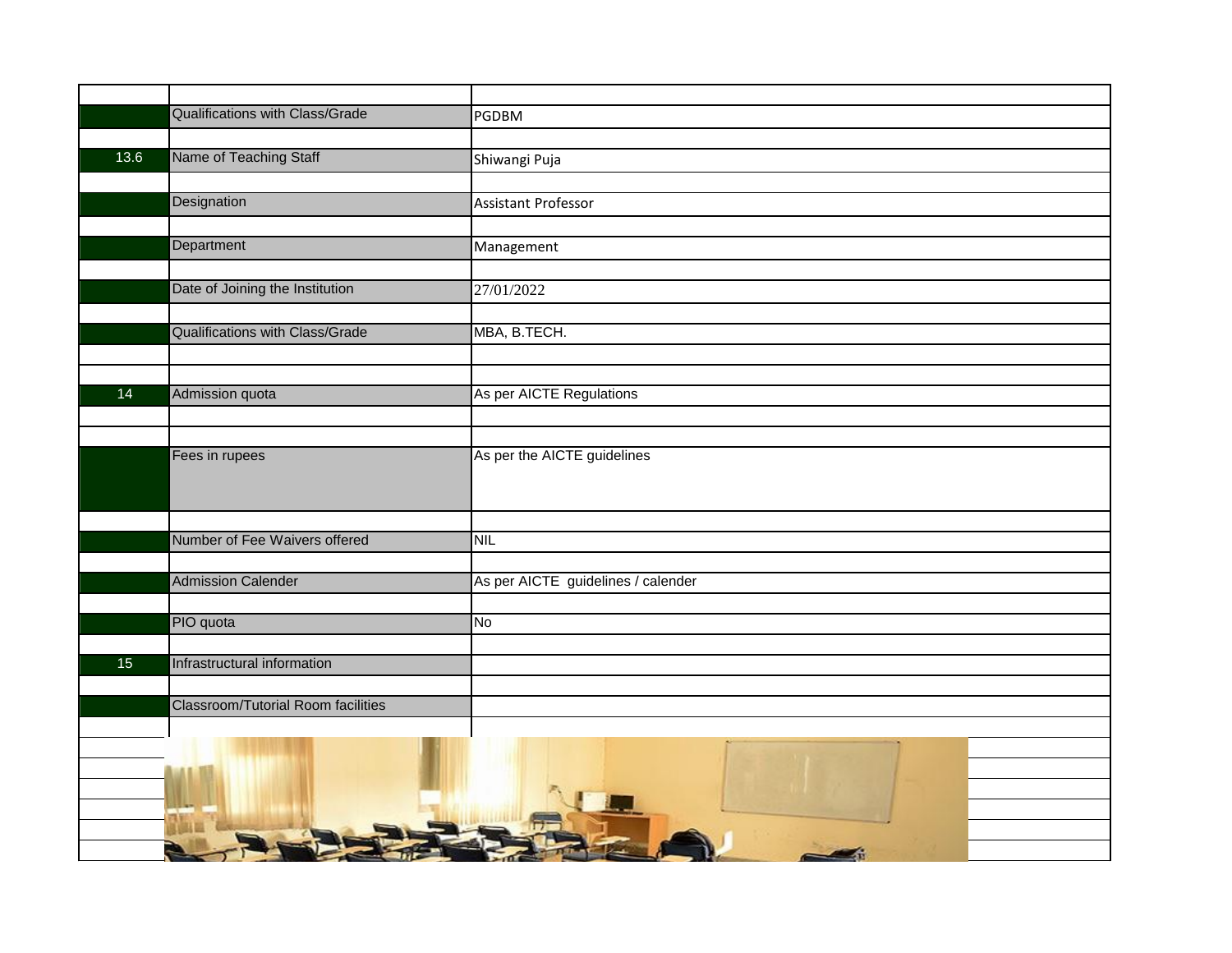| | | |
|---|---|---|
| | Qualifications with Class/Grade | PGDBM |
| 13.6 | Name of Teaching Staff | Shiwangi Puja |
| | Designation | Assistant Professor |
| | Department | Management |
| | Date of Joining the Institution | 27/01/2022 |
| | Qualifications with Class/Grade | MBA, B.TECH. |
| 14 | Admission quota | As per AICTE Regulations |
| | Fees in rupees | As per the AICTE guidelines |
| | Number of Fee Waivers offered | NIL |
| | Admission Calender | As per AICTE guidelines / calender |
| | PIO quota | No |
| 15 | Infrastructural information | |
| | Classroom/Tutorial Room facilities | |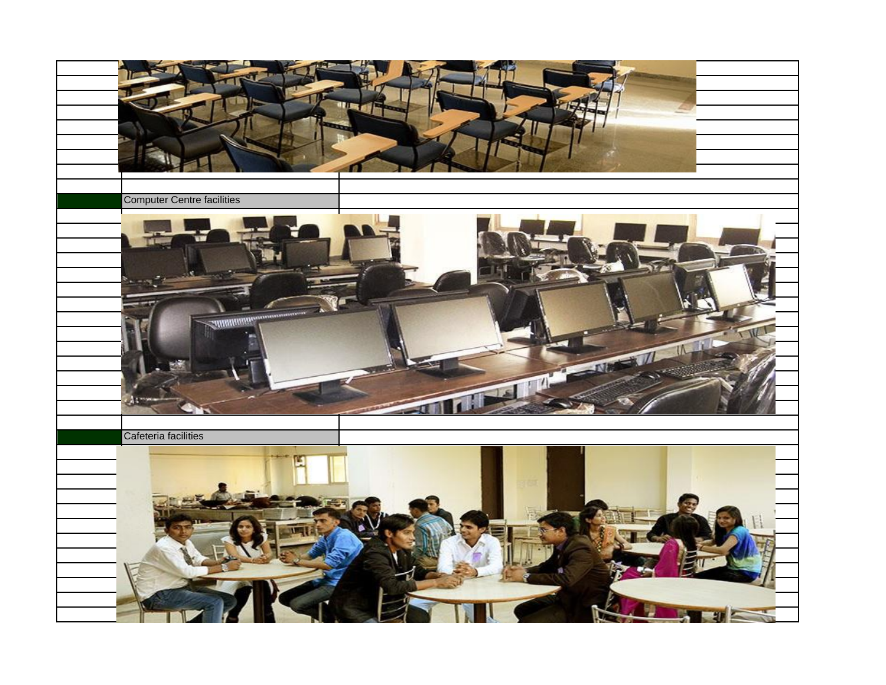Computer Centre facilities

Cafeteria facilities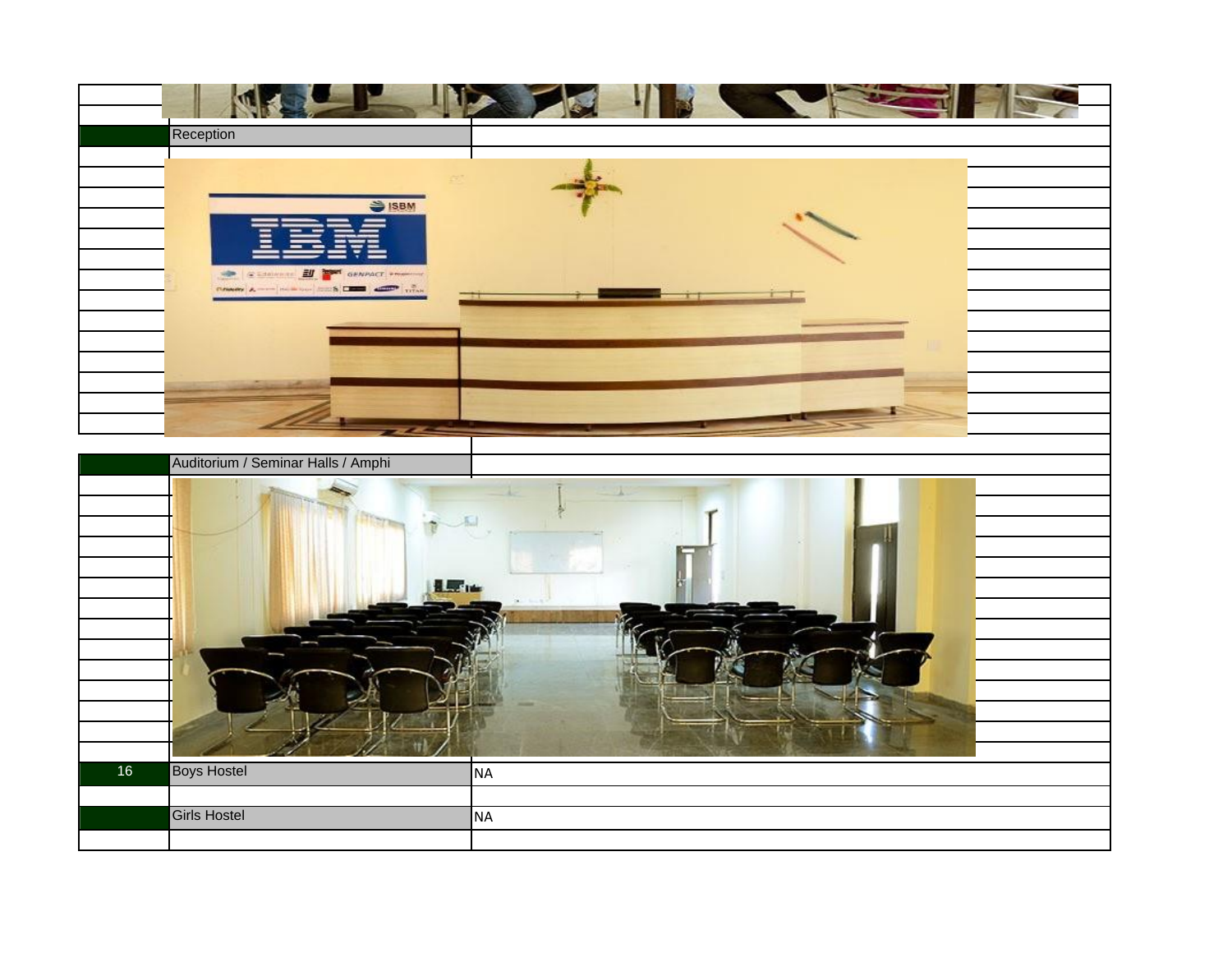| | | |
|---|---|---|
| | Reception | |
| | Auditorium / Seminar Halls / Amphi | |
| 16 | Boys Hostel | NA |
| | Girls Hostel | NA |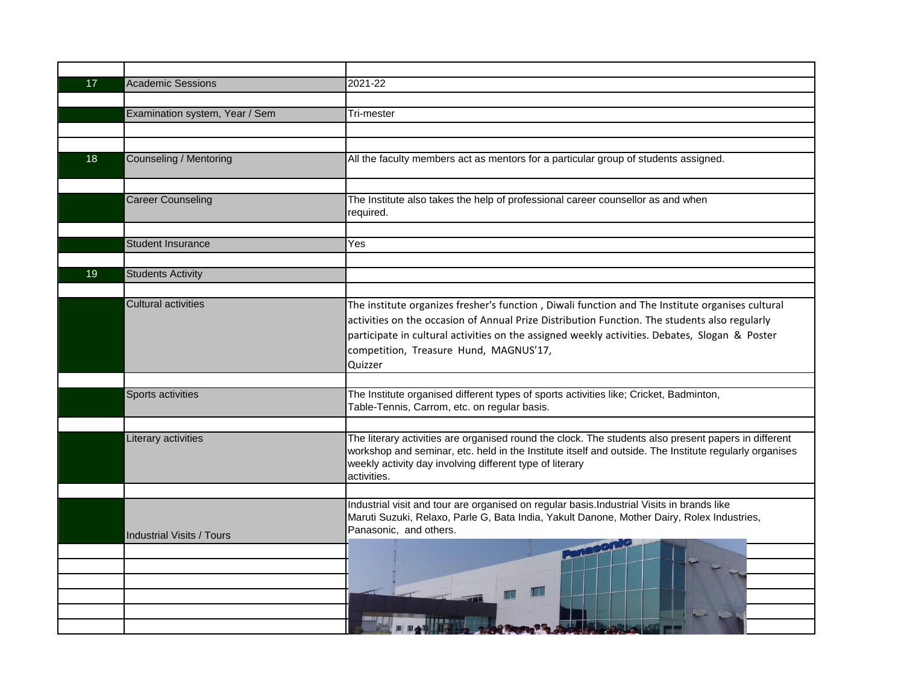| | | |
|---|---|---|
| 17 | Academic Sessions | 2021-22 |
| | | |
| | Examination system, Year / Sem | Tri-mester |
| | | |
| | | |
| 18 | Counseling / Mentoring | All the faculty members act as mentors for a particular group of students assigned. |
| | | |
| | Career Counseling | The Institute also takes the help of professional career counsellor as and when required. |
| | | |
| | Student Insurance | Yes |
| | | |
| 19 | Students Activity | |
| | | |
| | Cultural activities | The institute organizes fresher's function , Diwali function and The Institute organises cultural activities on the occasion of Annual Prize Distribution Function. The students also regularly participate in cultural activities on the assigned weekly activities. Debates, Slogan & Poster competition, Treasure Hund, MAGNUS'17, Quizzer |
| | | |
| | Sports activities | The Institute organised different types of sports activities like; Cricket, Badminton, Table-Tennis, Carrom, etc. on regular basis. |
| | | |
| | Literary activities | The literary activities are organised round the clock. The students also present papers in different workshop and seminar, etc. held in the Institute itself and outside. The Institute regularly organises weekly activity day involving different type of literary activities. |
| | | |
| | Industrial Visits / Tours | Industrial visit and tour are organised on regular basis.Industrial Visits in brands like Maruti Suzuki, Relaxo, Parle G, Bata India, Yakult Danone, Mother Dairy, Rolex Industries, Panasonic, and others. |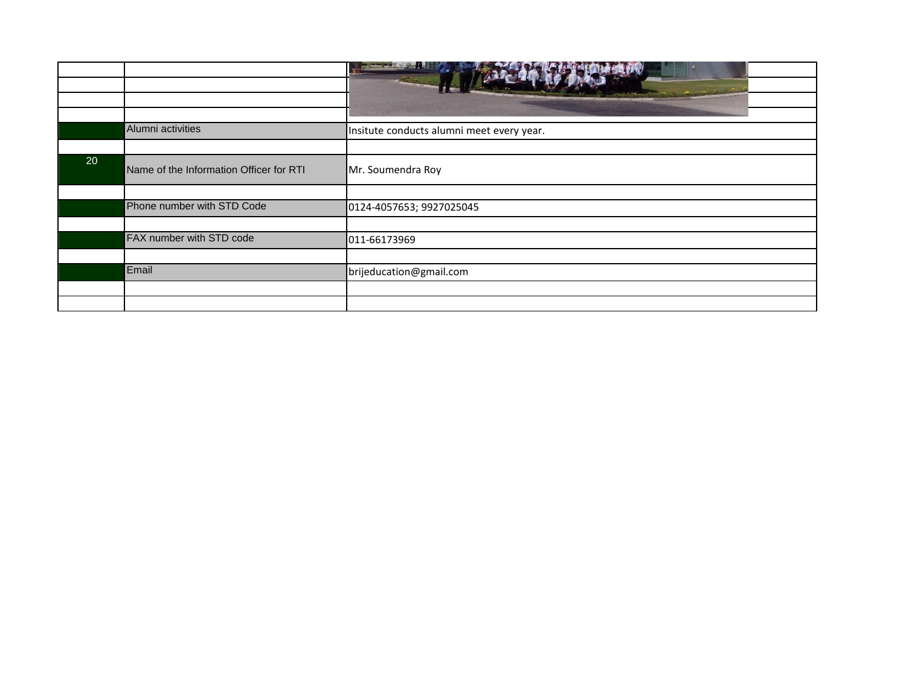| | | |
|---|---|---|
| | | |
| | | |
| | | |
| | | |
| | Alumni activities | Insitute conducts alumni meet every year. |
| | | |
| 20 | Name of the Information Officer for RTI | Mr. Soumendra Roy |
| | | |
| | Phone number with STD Code | 0124-4057653; 9927025045 |
| | | |
| | FAX number with STD code | 011-66173969 |
| | | |
| | Email | brijeducation@gmail.com |
| | | |
| | | |